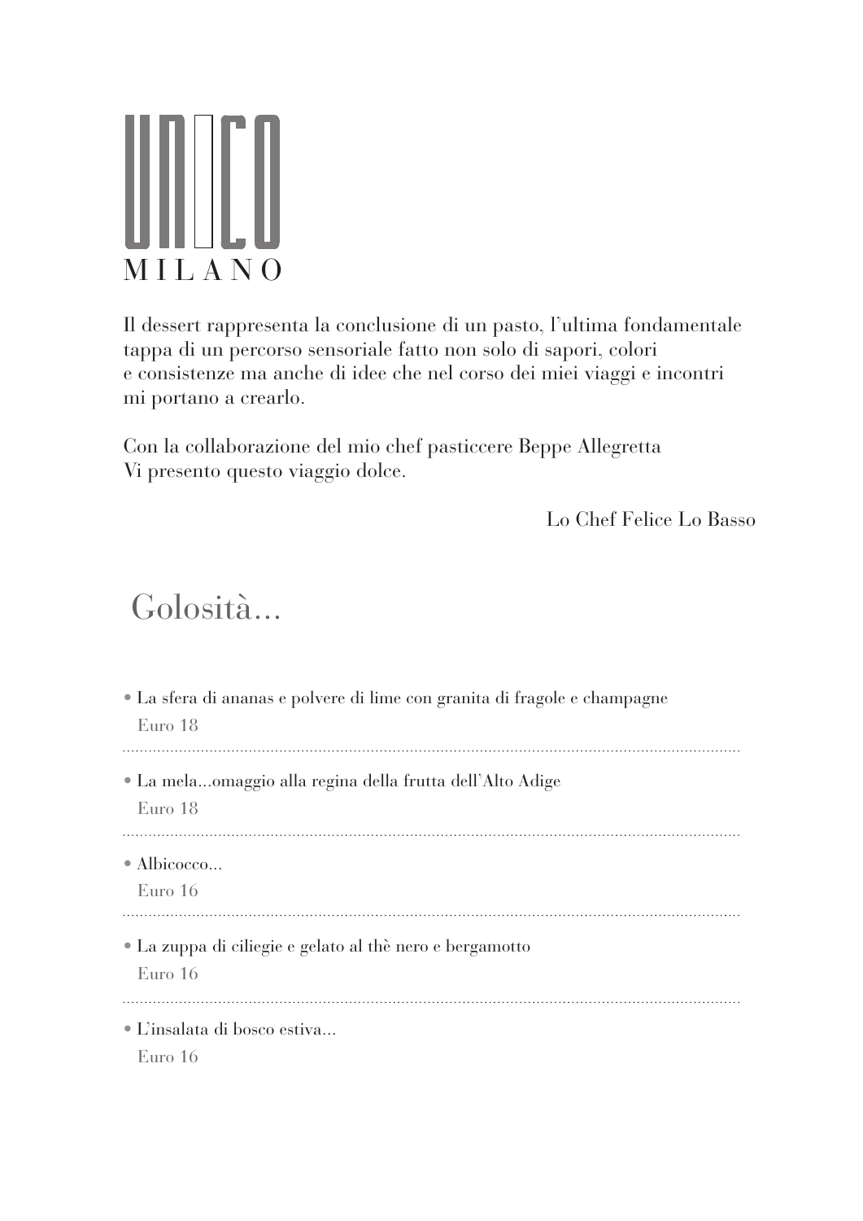# UNICO MILANO

Il dessert rappresenta la conclusione di un pasto, l'ultima fondamentale tappa di un percorso sensoriale fatto non solo di sapori, colori e consistenze ma anche di idee che nel corso dei miei viaggi e incontri mi portano a crearlo.

Con la collaborazione del mio chef pasticcere Beppe Allegretta Vi presento questo viaggio dolce.

Lo Chef Felice Lo Basso

## Golosità...

- La sfera di ananas e polvere di lime con granita di fragole e champagne
  Euro 18

- La mela...omaggio alla regina della frutta dell'Alto Adige
  Euro 18

- Albicocco...
  Euro 16

- La zuppa di ciliegie e gelato al thè nero e bergamotto
  Euro 16

- L'insalata di bosco estiva...
  Euro 16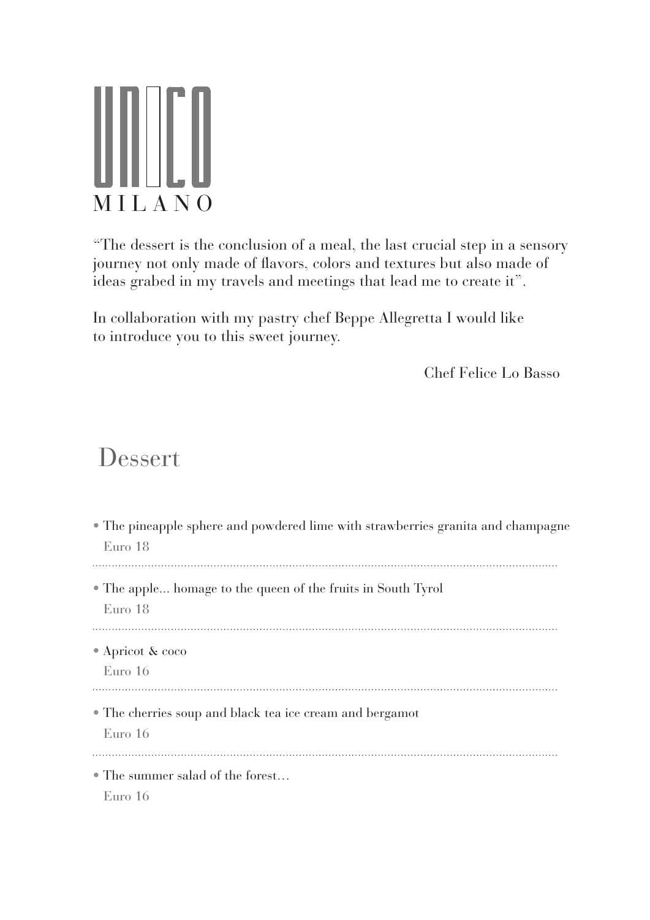# UNICO MILANO

"The dessert is the conclusion of a meal, the last crucial step in a sensory journey not only made of flavors, colors and textures but also made of ideas grabed in my travels and meetings that lead me to create it".

In collaboration with my pastry chef Beppe Allegretta I would like to introduce you to this sweet journey.

Chef Felice Lo Basso

## Dessert

- The pineapple sphere and powdered lime with strawberries granita and champagne  
  Euro 18

---

- The apple... homage to the queen of the fruits in South Tyrol  
  Euro 18

---

- Apricot & coco  
  Euro 16

---

- The cherries soup and black tea ice cream and bergamot  
  Euro 16

---

- The summer salad of the forest…  
  Euro 16